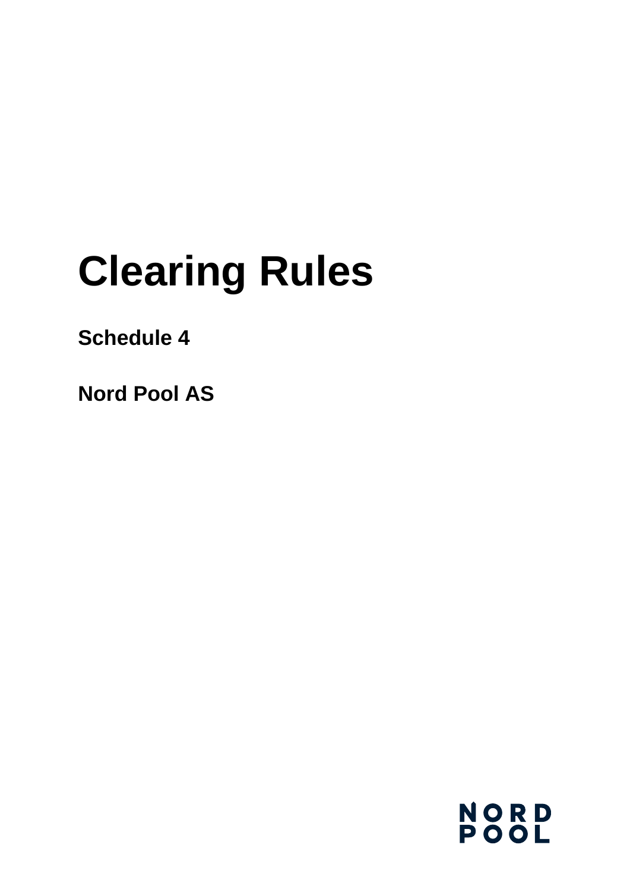# Clearing Rules

**Schedule 4**

**Nord Pool AS**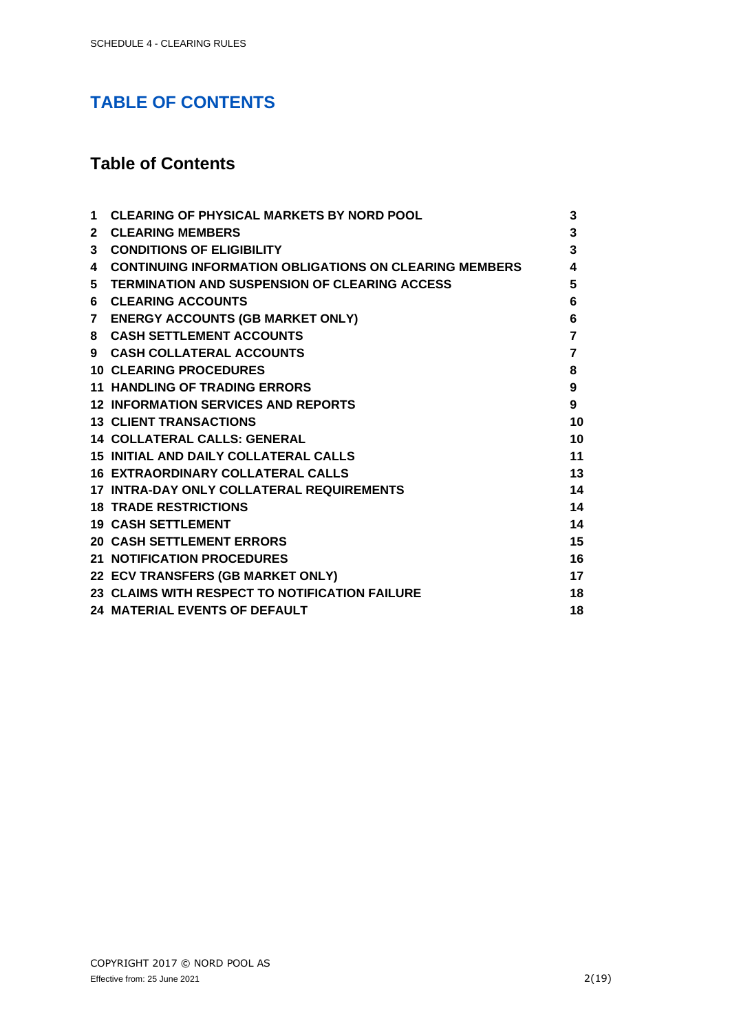# TABLE OF CONTENTS

## Table of Contents

| | | |
|---|---|---|
| 1 | CLEARING OF PHYSICAL MARKETS BY NORD POOL | 3 |
| 2 | CLEARING MEMBERS | 3 |
| 3 | CONDITIONS OF ELIGIBILITY | 3 |
| 4 | CONTINUING INFORMATION OBLIGATIONS ON CLEARING MEMBERS | 4 |
| 5 | TERMINATION AND SUSPENSION OF CLEARING ACCESS | 5 |
| 6 | CLEARING ACCOUNTS | 6 |
| 7 | ENERGY ACCOUNTS (GB MARKET ONLY) | 6 |
| 8 | CASH SETTLEMENT ACCOUNTS | 7 |
| 9 | CASH COLLATERAL ACCOUNTS | 7 |
| 10 | CLEARING PROCEDURES | 8 |
| 11 | HANDLING OF TRADING ERRORS | 9 |
| 12 | INFORMATION SERVICES AND REPORTS | 9 |
| 13 | CLIENT TRANSACTIONS | 10 |
| 14 | COLLATERAL CALLS: GENERAL | 10 |
| 15 | INITIAL AND DAILY COLLATERAL CALLS | 11 |
| 16 | EXTRAORDINARY COLLATERAL CALLS | 13 |
| 17 | INTRA-DAY ONLY COLLATERAL REQUIREMENTS | 14 |
| 18 | TRADE RESTRICTIONS | 14 |
| 19 | CASH SETTLEMENT | 14 |
| 20 | CASH SETTLEMENT ERRORS | 15 |
| 21 | NOTIFICATION PROCEDURES | 16 |
| 22 | ECV TRANSFERS (GB MARKET ONLY) | 17 |
| 23 | CLAIMS WITH RESPECT TO NOTIFICATION FAILURE | 18 |
| 24 | MATERIAL EVENTS OF DEFAULT | 18 |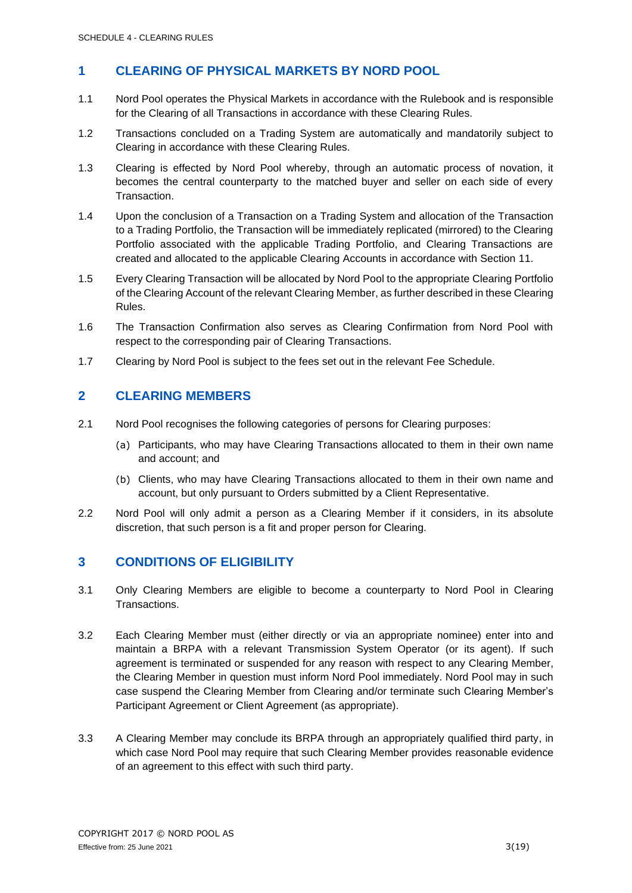## 1 CLEARING OF PHYSICAL MARKETS BY NORD POOL

1.1 Nord Pool operates the Physical Markets in accordance with the Rulebook and is responsible for the Clearing of all Transactions in accordance with these Clearing Rules.

1.2 Transactions concluded on a Trading System are automatically and mandatorily subject to Clearing in accordance with these Clearing Rules.

1.3 Clearing is effected by Nord Pool whereby, through an automatic process of novation, it becomes the central counterparty to the matched buyer and seller on each side of every Transaction.

1.4 Upon the conclusion of a Transaction on a Trading System and allocation of the Transaction to a Trading Portfolio, the Transaction will be immediately replicated (mirrored) to the Clearing Portfolio associated with the applicable Trading Portfolio, and Clearing Transactions are created and allocated to the applicable Clearing Accounts in accordance with Section 11.

1.5 Every Clearing Transaction will be allocated by Nord Pool to the appropriate Clearing Portfolio of the Clearing Account of the relevant Clearing Member, as further described in these Clearing Rules.

1.6 The Transaction Confirmation also serves as Clearing Confirmation from Nord Pool with respect to the corresponding pair of Clearing Transactions.

1.7 Clearing by Nord Pool is subject to the fees set out in the relevant Fee Schedule.

## 2 CLEARING MEMBERS

2.1 Nord Pool recognises the following categories of persons for Clearing purposes:

(a) Participants, who may have Clearing Transactions allocated to them in their own name and account; and

(b) Clients, who may have Clearing Transactions allocated to them in their own name and account, but only pursuant to Orders submitted by a Client Representative.

2.2 Nord Pool will only admit a person as a Clearing Member if it considers, in its absolute discretion, that such person is a fit and proper person for Clearing.

## 3 CONDITIONS OF ELIGIBILITY

3.1 Only Clearing Members are eligible to become a counterparty to Nord Pool in Clearing Transactions.

3.2 Each Clearing Member must (either directly or via an appropriate nominee) enter into and maintain a BRPA with a relevant Transmission System Operator (or its agent). If such agreement is terminated or suspended for any reason with respect to any Clearing Member, the Clearing Member in question must inform Nord Pool immediately. Nord Pool may in such case suspend the Clearing Member from Clearing and/or terminate such Clearing Member's Participant Agreement or Client Agreement (as appropriate).

3.3 A Clearing Member may conclude its BRPA through an appropriately qualified third party, in which case Nord Pool may require that such Clearing Member provides reasonable evidence of an agreement to this effect with such third party.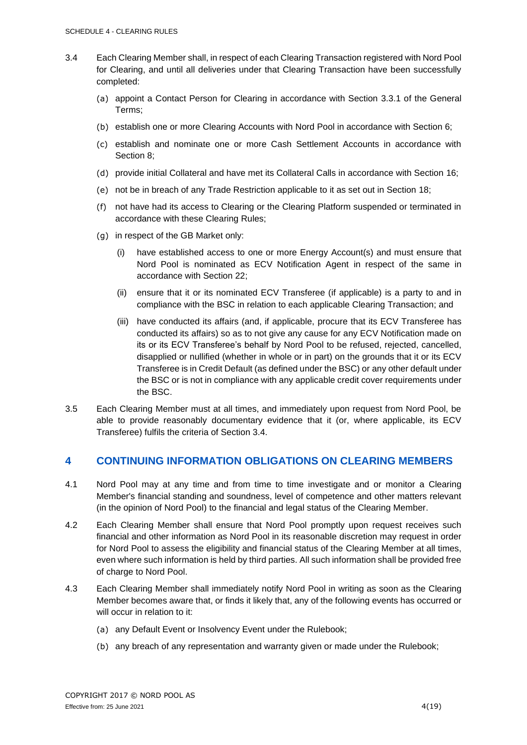3.4 Each Clearing Member shall, in respect of each Clearing Transaction registered with Nord Pool for Clearing, and until all deliveries under that Clearing Transaction have been successfully completed:

(a) appoint a Contact Person for Clearing in accordance with Section 3.3.1 of the General Terms;

(b) establish one or more Clearing Accounts with Nord Pool in accordance with Section 6;

(c) establish and nominate one or more Cash Settlement Accounts in accordance with Section 8;

(d) provide initial Collateral and have met its Collateral Calls in accordance with Section 16;

(e) not be in breach of any Trade Restriction applicable to it as set out in Section 18;

(f) not have had its access to Clearing or the Clearing Platform suspended or terminated in accordance with these Clearing Rules;

(g) in respect of the GB Market only:

(i) have established access to one or more Energy Account(s) and must ensure that Nord Pool is nominated as ECV Notification Agent in respect of the same in accordance with Section 22;

(ii) ensure that it or its nominated ECV Transferee (if applicable) is a party to and in compliance with the BSC in relation to each applicable Clearing Transaction; and

(iii) have conducted its affairs (and, if applicable, procure that its ECV Transferee has conducted its affairs) so as to not give any cause for any ECV Notification made on its or its ECV Transferee's behalf by Nord Pool to be refused, rejected, cancelled, disapplied or nullified (whether in whole or in part) on the grounds that it or its ECV Transferee is in Credit Default (as defined under the BSC) or any other default under the BSC or is not in compliance with any applicable credit cover requirements under the BSC.

3.5 Each Clearing Member must at all times, and immediately upon request from Nord Pool, be able to provide reasonably documentary evidence that it (or, where applicable, its ECV Transferee) fulfils the criteria of Section 3.4.

## 4 CONTINUING INFORMATION OBLIGATIONS ON CLEARING MEMBERS

4.1 Nord Pool may at any time and from time to time investigate and or monitor a Clearing Member's financial standing and soundness, level of competence and other matters relevant (in the opinion of Nord Pool) to the financial and legal status of the Clearing Member.

4.2 Each Clearing Member shall ensure that Nord Pool promptly upon request receives such financial and other information as Nord Pool in its reasonable discretion may request in order for Nord Pool to assess the eligibility and financial status of the Clearing Member at all times, even where such information is held by third parties. All such information shall be provided free of charge to Nord Pool.

4.3 Each Clearing Member shall immediately notify Nord Pool in writing as soon as the Clearing Member becomes aware that, or finds it likely that, any of the following events has occurred or will occur in relation to it:

(a) any Default Event or Insolvency Event under the Rulebook;

(b) any breach of any representation and warranty given or made under the Rulebook;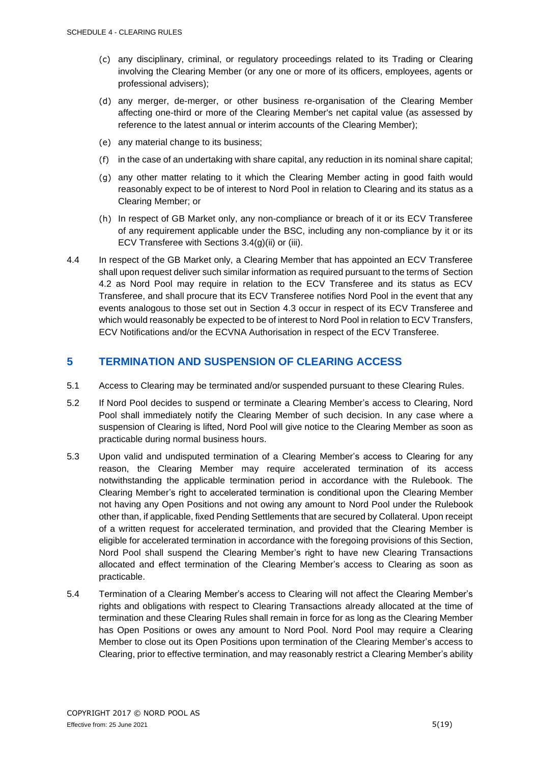(c) any disciplinary, criminal, or regulatory proceedings related to its Trading or Clearing involving the Clearing Member (or any one or more of its officers, employees, agents or professional advisers);

(d) any merger, de-merger, or other business re-organisation of the Clearing Member affecting one-third or more of the Clearing Member's net capital value (as assessed by reference to the latest annual or interim accounts of the Clearing Member);

(e) any material change to its business;

(f) in the case of an undertaking with share capital, any reduction in its nominal share capital;

(g) any other matter relating to it which the Clearing Member acting in good faith would reasonably expect to be of interest to Nord Pool in relation to Clearing and its status as a Clearing Member; or

(h) In respect of GB Market only, any non-compliance or breach of it or its ECV Transferee of any requirement applicable under the BSC, including any non-compliance by it or its ECV Transferee with Sections 3.4(g)(ii) or (iii).

4.4 In respect of the GB Market only, a Clearing Member that has appointed an ECV Transferee shall upon request deliver such similar information as required pursuant to the terms of Section 4.2 as Nord Pool may require in relation to the ECV Transferee and its status as ECV Transferee, and shall procure that its ECV Transferee notifies Nord Pool in the event that any events analogous to those set out in Section 4.3 occur in respect of its ECV Transferee and which would reasonably be expected to be of interest to Nord Pool in relation to ECV Transfers, ECV Notifications and/or the ECVNA Authorisation in respect of the ECV Transferee.

## 5 TERMINATION AND SUSPENSION OF CLEARING ACCESS

5.1 Access to Clearing may be terminated and/or suspended pursuant to these Clearing Rules.

5.2 If Nord Pool decides to suspend or terminate a Clearing Member's access to Clearing, Nord Pool shall immediately notify the Clearing Member of such decision. In any case where a suspension of Clearing is lifted, Nord Pool will give notice to the Clearing Member as soon as practicable during normal business hours.

5.3 Upon valid and undisputed termination of a Clearing Member's access to Clearing for any reason, the Clearing Member may require accelerated termination of its access notwithstanding the applicable termination period in accordance with the Rulebook. The Clearing Member's right to accelerated termination is conditional upon the Clearing Member not having any Open Positions and not owing any amount to Nord Pool under the Rulebook other than, if applicable, fixed Pending Settlements that are secured by Collateral. Upon receipt of a written request for accelerated termination, and provided that the Clearing Member is eligible for accelerated termination in accordance with the foregoing provisions of this Section, Nord Pool shall suspend the Clearing Member's right to have new Clearing Transactions allocated and effect termination of the Clearing Member's access to Clearing as soon as practicable.

5.4 Termination of a Clearing Member's access to Clearing will not affect the Clearing Member's rights and obligations with respect to Clearing Transactions already allocated at the time of termination and these Clearing Rules shall remain in force for as long as the Clearing Member has Open Positions or owes any amount to Nord Pool. Nord Pool may require a Clearing Member to close out its Open Positions upon termination of the Clearing Member's access to Clearing, prior to effective termination, and may reasonably restrict a Clearing Member's ability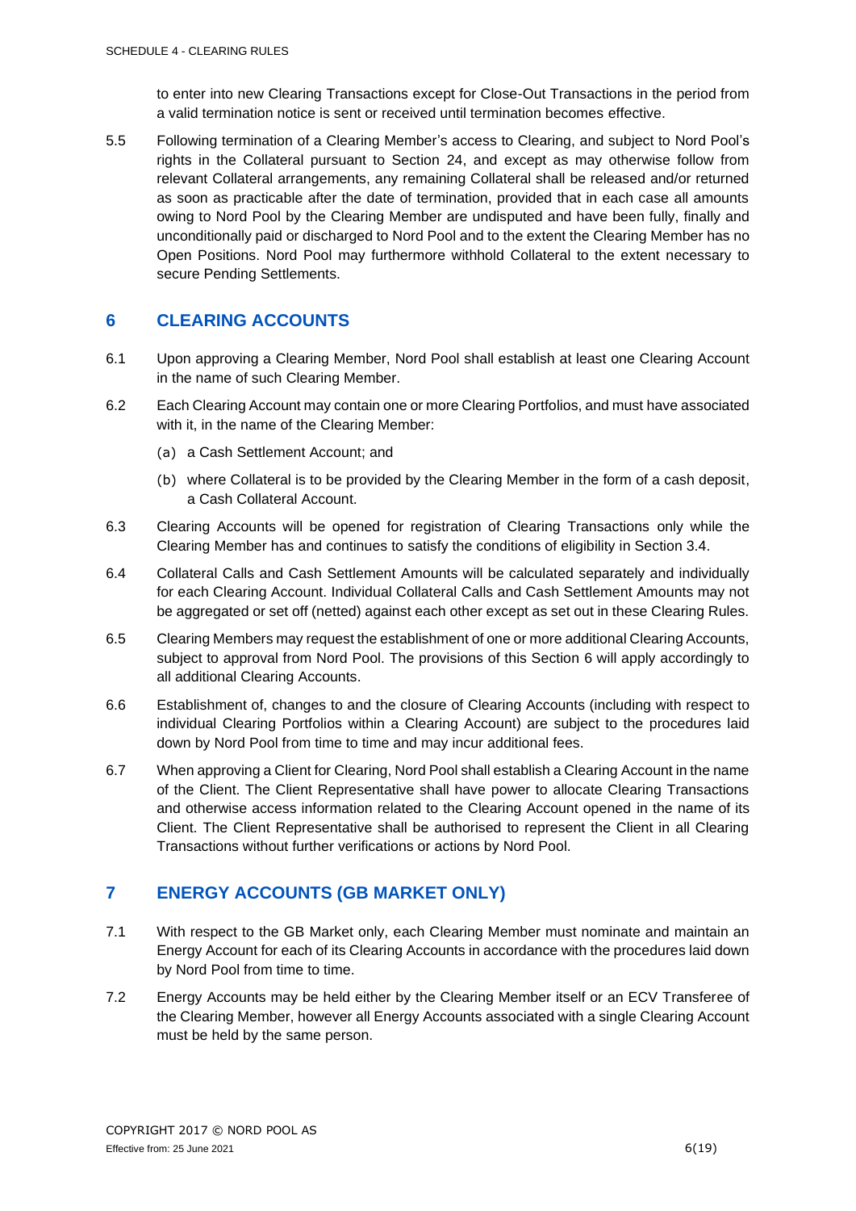to enter into new Clearing Transactions except for Close-Out Transactions in the period from a valid termination notice is sent or received until termination becomes effective.

5.5 Following termination of a Clearing Member's access to Clearing, and subject to Nord Pool's rights in the Collateral pursuant to Section 24, and except as may otherwise follow from relevant Collateral arrangements, any remaining Collateral shall be released and/or returned as soon as practicable after the date of termination, provided that in each case all amounts owing to Nord Pool by the Clearing Member are undisputed and have been fully, finally and unconditionally paid or discharged to Nord Pool and to the extent the Clearing Member has no Open Positions. Nord Pool may furthermore withhold Collateral to the extent necessary to secure Pending Settlements.

## 6 CLEARING ACCOUNTS

6.1 Upon approving a Clearing Member, Nord Pool shall establish at least one Clearing Account in the name of such Clearing Member.

6.2 Each Clearing Account may contain one or more Clearing Portfolios, and must have associated with it, in the name of the Clearing Member:

(a) a Cash Settlement Account; and

(b) where Collateral is to be provided by the Clearing Member in the form of a cash deposit, a Cash Collateral Account.

6.3 Clearing Accounts will be opened for registration of Clearing Transactions only while the Clearing Member has and continues to satisfy the conditions of eligibility in Section 3.4.

6.4 Collateral Calls and Cash Settlement Amounts will be calculated separately and individually for each Clearing Account. Individual Collateral Calls and Cash Settlement Amounts may not be aggregated or set off (netted) against each other except as set out in these Clearing Rules.

6.5 Clearing Members may request the establishment of one or more additional Clearing Accounts, subject to approval from Nord Pool. The provisions of this Section 6 will apply accordingly to all additional Clearing Accounts.

6.6 Establishment of, changes to and the closure of Clearing Accounts (including with respect to individual Clearing Portfolios within a Clearing Account) are subject to the procedures laid down by Nord Pool from time to time and may incur additional fees.

6.7 When approving a Client for Clearing, Nord Pool shall establish a Clearing Account in the name of the Client. The Client Representative shall have power to allocate Clearing Transactions and otherwise access information related to the Clearing Account opened in the name of its Client. The Client Representative shall be authorised to represent the Client in all Clearing Transactions without further verifications or actions by Nord Pool.

## 7 ENERGY ACCOUNTS (GB MARKET ONLY)

7.1 With respect to the GB Market only, each Clearing Member must nominate and maintain an Energy Account for each of its Clearing Accounts in accordance with the procedures laid down by Nord Pool from time to time.

7.2 Energy Accounts may be held either by the Clearing Member itself or an ECV Transferee of the Clearing Member, however all Energy Accounts associated with a single Clearing Account must be held by the same person.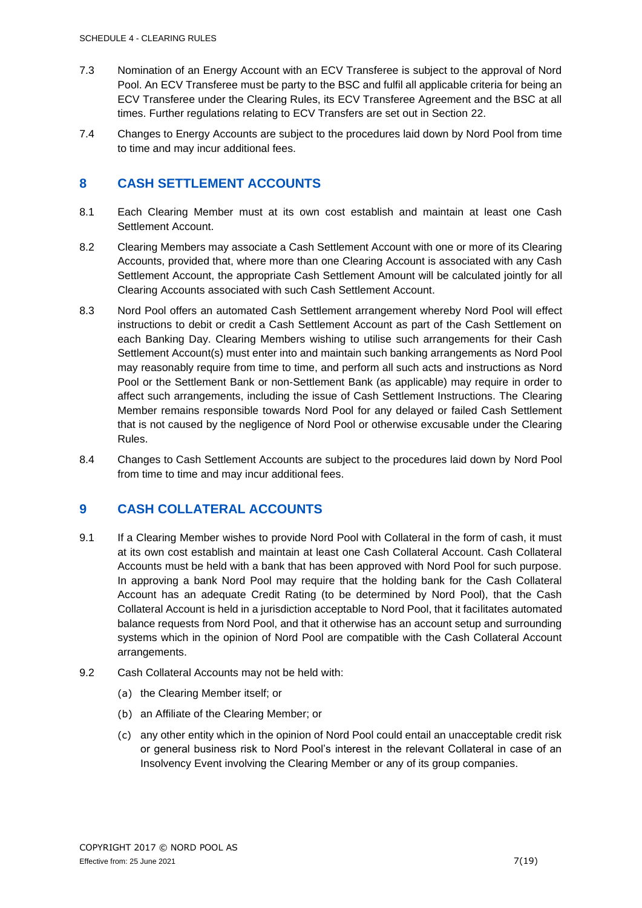7.3 Nomination of an Energy Account with an ECV Transferee is subject to the approval of Nord Pool. An ECV Transferee must be party to the BSC and fulfil all applicable criteria for being an ECV Transferee under the Clearing Rules, its ECV Transferee Agreement and the BSC at all times. Further regulations relating to ECV Transfers are set out in Section 22.

7.4 Changes to Energy Accounts are subject to the procedures laid down by Nord Pool from time to time and may incur additional fees.

## 8 CASH SETTLEMENT ACCOUNTS

8.1 Each Clearing Member must at its own cost establish and maintain at least one Cash Settlement Account.

8.2 Clearing Members may associate a Cash Settlement Account with one or more of its Clearing Accounts, provided that, where more than one Clearing Account is associated with any Cash Settlement Account, the appropriate Cash Settlement Amount will be calculated jointly for all Clearing Accounts associated with such Cash Settlement Account.

8.3 Nord Pool offers an automated Cash Settlement arrangement whereby Nord Pool will effect instructions to debit or credit a Cash Settlement Account as part of the Cash Settlement on each Banking Day. Clearing Members wishing to utilise such arrangements for their Cash Settlement Account(s) must enter into and maintain such banking arrangements as Nord Pool may reasonably require from time to time, and perform all such acts and instructions as Nord Pool or the Settlement Bank or non-Settlement Bank (as applicable) may require in order to affect such arrangements, including the issue of Cash Settlement Instructions. The Clearing Member remains responsible towards Nord Pool for any delayed or failed Cash Settlement that is not caused by the negligence of Nord Pool or otherwise excusable under the Clearing Rules.

8.4 Changes to Cash Settlement Accounts are subject to the procedures laid down by Nord Pool from time to time and may incur additional fees.

## 9 CASH COLLATERAL ACCOUNTS

9.1 If a Clearing Member wishes to provide Nord Pool with Collateral in the form of cash, it must at its own cost establish and maintain at least one Cash Collateral Account. Cash Collateral Accounts must be held with a bank that has been approved with Nord Pool for such purpose. In approving a bank Nord Pool may require that the holding bank for the Cash Collateral Account has an adequate Credit Rating (to be determined by Nord Pool), that the Cash Collateral Account is held in a jurisdiction acceptable to Nord Pool, that it facilitates automated balance requests from Nord Pool, and that it otherwise has an account setup and surrounding systems which in the opinion of Nord Pool are compatible with the Cash Collateral Account arrangements.

9.2 Cash Collateral Accounts may not be held with:

(a) the Clearing Member itself; or

(b) an Affiliate of the Clearing Member; or

(c) any other entity which in the opinion of Nord Pool could entail an unacceptable credit risk or general business risk to Nord Pool's interest in the relevant Collateral in case of an Insolvency Event involving the Clearing Member or any of its group companies.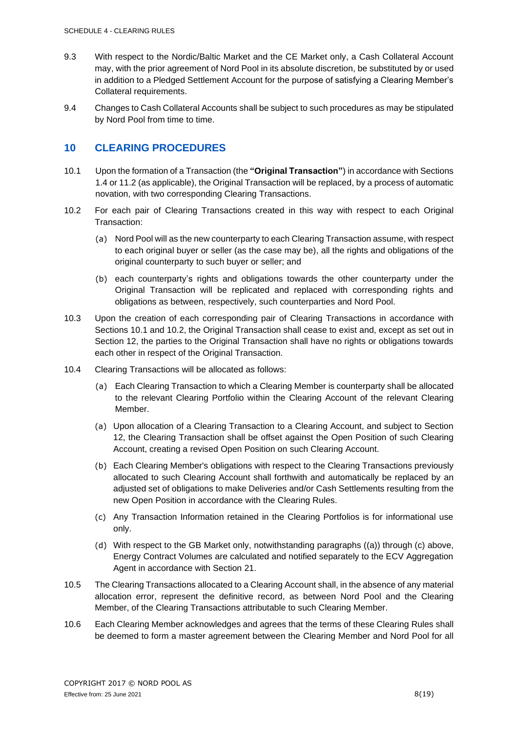9.3 With respect to the Nordic/Baltic Market and the CE Market only, a Cash Collateral Account may, with the prior agreement of Nord Pool in its absolute discretion, be substituted by or used in addition to a Pledged Settlement Account for the purpose of satisfying a Clearing Member's Collateral requirements.

9.4 Changes to Cash Collateral Accounts shall be subject to such procedures as may be stipulated by Nord Pool from time to time.

## 10 CLEARING PROCEDURES

10.1 Upon the formation of a Transaction (the **"Original Transaction"**) in accordance with Sections 1.4 or 11.2 (as applicable), the Original Transaction will be replaced, by a process of automatic novation, with two corresponding Clearing Transactions.

10.2 For each pair of Clearing Transactions created in this way with respect to each Original Transaction:

(a) Nord Pool will as the new counterparty to each Clearing Transaction assume, with respect to each original buyer or seller (as the case may be), all the rights and obligations of the original counterparty to such buyer or seller; and

(b) each counterparty's rights and obligations towards the other counterparty under the Original Transaction will be replicated and replaced with corresponding rights and obligations as between, respectively, such counterparties and Nord Pool.

10.3 Upon the creation of each corresponding pair of Clearing Transactions in accordance with Sections 10.1 and 10.2, the Original Transaction shall cease to exist and, except as set out in Section 12, the parties to the Original Transaction shall have no rights or obligations towards each other in respect of the Original Transaction.

10.4 Clearing Transactions will be allocated as follows:

(a) Each Clearing Transaction to which a Clearing Member is counterparty shall be allocated to the relevant Clearing Portfolio within the Clearing Account of the relevant Clearing Member.

(a) Upon allocation of a Clearing Transaction to a Clearing Account, and subject to Section 12, the Clearing Transaction shall be offset against the Open Position of such Clearing Account, creating a revised Open Position on such Clearing Account.

(b) Each Clearing Member's obligations with respect to the Clearing Transactions previously allocated to such Clearing Account shall forthwith and automatically be replaced by an adjusted set of obligations to make Deliveries and/or Cash Settlements resulting from the new Open Position in accordance with the Clearing Rules.

(c) Any Transaction Information retained in the Clearing Portfolios is for informational use only.

(d) With respect to the GB Market only, notwithstanding paragraphs ((a)) through (c) above, Energy Contract Volumes are calculated and notified separately to the ECV Aggregation Agent in accordance with Section 21.

10.5 The Clearing Transactions allocated to a Clearing Account shall, in the absence of any material allocation error, represent the definitive record, as between Nord Pool and the Clearing Member, of the Clearing Transactions attributable to such Clearing Member.

10.6 Each Clearing Member acknowledges and agrees that the terms of these Clearing Rules shall be deemed to form a master agreement between the Clearing Member and Nord Pool for all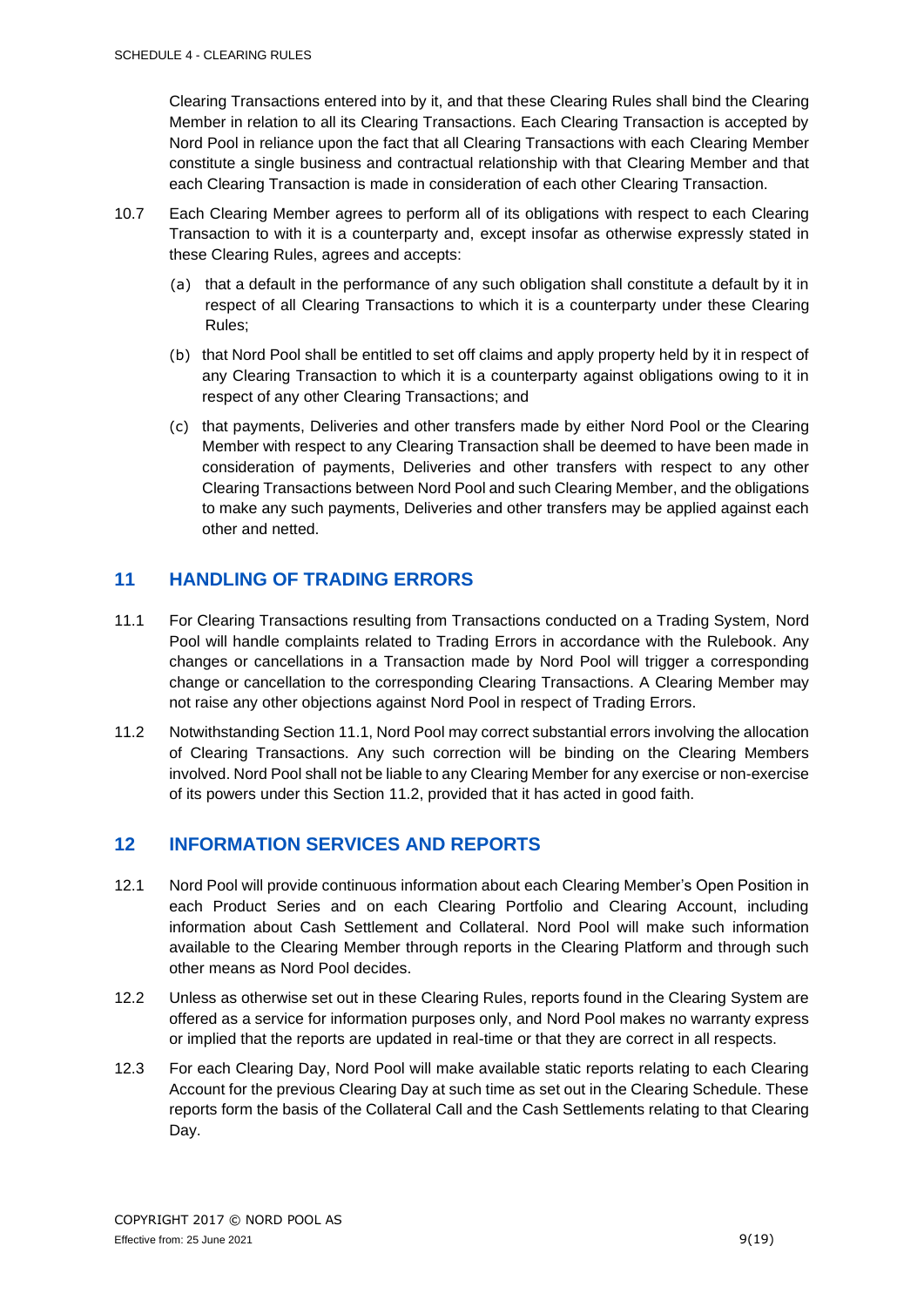Clearing Transactions entered into by it, and that these Clearing Rules shall bind the Clearing Member in relation to all its Clearing Transactions. Each Clearing Transaction is accepted by Nord Pool in reliance upon the fact that all Clearing Transactions with each Clearing Member constitute a single business and contractual relationship with that Clearing Member and that each Clearing Transaction is made in consideration of each other Clearing Transaction.

10.7 Each Clearing Member agrees to perform all of its obligations with respect to each Clearing Transaction to with it is a counterparty and, except insofar as otherwise expressly stated in these Clearing Rules, agrees and accepts:

(a) that a default in the performance of any such obligation shall constitute a default by it in respect of all Clearing Transactions to which it is a counterparty under these Clearing Rules;

(b) that Nord Pool shall be entitled to set off claims and apply property held by it in respect of any Clearing Transaction to which it is a counterparty against obligations owing to it in respect of any other Clearing Transactions; and

(c) that payments, Deliveries and other transfers made by either Nord Pool or the Clearing Member with respect to any Clearing Transaction shall be deemed to have been made in consideration of payments, Deliveries and other transfers with respect to any other Clearing Transactions between Nord Pool and such Clearing Member, and the obligations to make any such payments, Deliveries and other transfers may be applied against each other and netted.

## 11 HANDLING OF TRADING ERRORS

11.1 For Clearing Transactions resulting from Transactions conducted on a Trading System, Nord Pool will handle complaints related to Trading Errors in accordance with the Rulebook. Any changes or cancellations in a Transaction made by Nord Pool will trigger a corresponding change or cancellation to the corresponding Clearing Transactions. A Clearing Member may not raise any other objections against Nord Pool in respect of Trading Errors.

11.2 Notwithstanding Section 11.1, Nord Pool may correct substantial errors involving the allocation of Clearing Transactions. Any such correction will be binding on the Clearing Members involved. Nord Pool shall not be liable to any Clearing Member for any exercise or non-exercise of its powers under this Section 11.2, provided that it has acted in good faith.

## 12 INFORMATION SERVICES AND REPORTS

12.1 Nord Pool will provide continuous information about each Clearing Member's Open Position in each Product Series and on each Clearing Portfolio and Clearing Account, including information about Cash Settlement and Collateral. Nord Pool will make such information available to the Clearing Member through reports in the Clearing Platform and through such other means as Nord Pool decides.

12.2 Unless as otherwise set out in these Clearing Rules, reports found in the Clearing System are offered as a service for information purposes only, and Nord Pool makes no warranty express or implied that the reports are updated in real-time or that they are correct in all respects.

12.3 For each Clearing Day, Nord Pool will make available static reports relating to each Clearing Account for the previous Clearing Day at such time as set out in the Clearing Schedule. These reports form the basis of the Collateral Call and the Cash Settlements relating to that Clearing Day.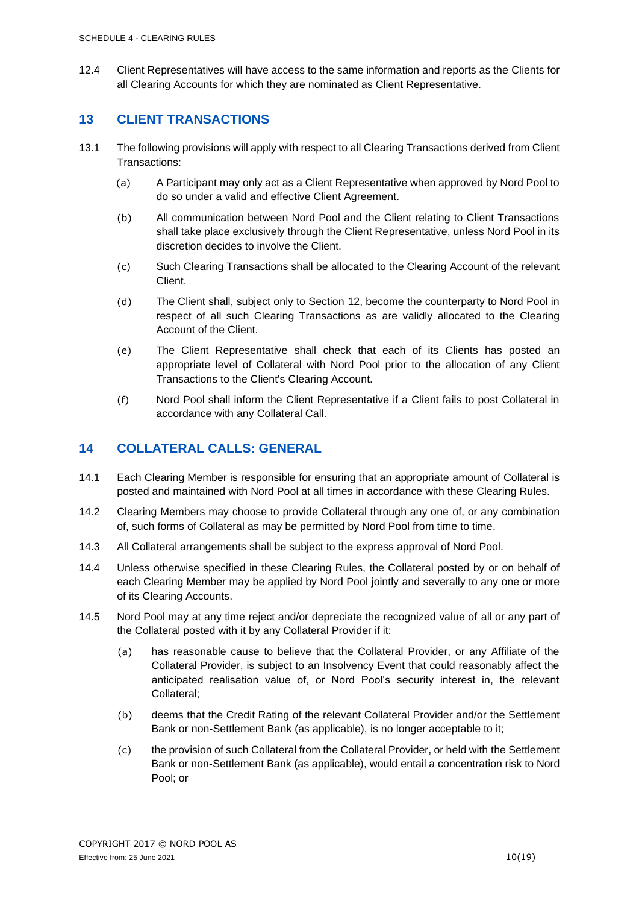12.4 Client Representatives will have access to the same information and reports as the Clients for all Clearing Accounts for which they are nominated as Client Representative.

## 13 CLIENT TRANSACTIONS

13.1 The following provisions will apply with respect to all Clearing Transactions derived from Client Transactions:

(a) A Participant may only act as a Client Representative when approved by Nord Pool to do so under a valid and effective Client Agreement.

(b) All communication between Nord Pool and the Client relating to Client Transactions shall take place exclusively through the Client Representative, unless Nord Pool in its discretion decides to involve the Client.

(c) Such Clearing Transactions shall be allocated to the Clearing Account of the relevant Client.

(d) The Client shall, subject only to Section 12, become the counterparty to Nord Pool in respect of all such Clearing Transactions as are validly allocated to the Clearing Account of the Client.

(e) The Client Representative shall check that each of its Clients has posted an appropriate level of Collateral with Nord Pool prior to the allocation of any Client Transactions to the Client's Clearing Account.

(f) Nord Pool shall inform the Client Representative if a Client fails to post Collateral in accordance with any Collateral Call.

## 14 COLLATERAL CALLS: GENERAL

14.1 Each Clearing Member is responsible for ensuring that an appropriate amount of Collateral is posted and maintained with Nord Pool at all times in accordance with these Clearing Rules.

14.2 Clearing Members may choose to provide Collateral through any one of, or any combination of, such forms of Collateral as may be permitted by Nord Pool from time to time.

14.3 All Collateral arrangements shall be subject to the express approval of Nord Pool.

14.4 Unless otherwise specified in these Clearing Rules, the Collateral posted by or on behalf of each Clearing Member may be applied by Nord Pool jointly and severally to any one or more of its Clearing Accounts.

14.5 Nord Pool may at any time reject and/or depreciate the recognized value of all or any part of the Collateral posted with it by any Collateral Provider if it:

(a) has reasonable cause to believe that the Collateral Provider, or any Affiliate of the Collateral Provider, is subject to an Insolvency Event that could reasonably affect the anticipated realisation value of, or Nord Pool's security interest in, the relevant Collateral;

(b) deems that the Credit Rating of the relevant Collateral Provider and/or the Settlement Bank or non-Settlement Bank (as applicable), is no longer acceptable to it;

(c) the provision of such Collateral from the Collateral Provider, or held with the Settlement Bank or non-Settlement Bank (as applicable), would entail a concentration risk to Nord Pool; or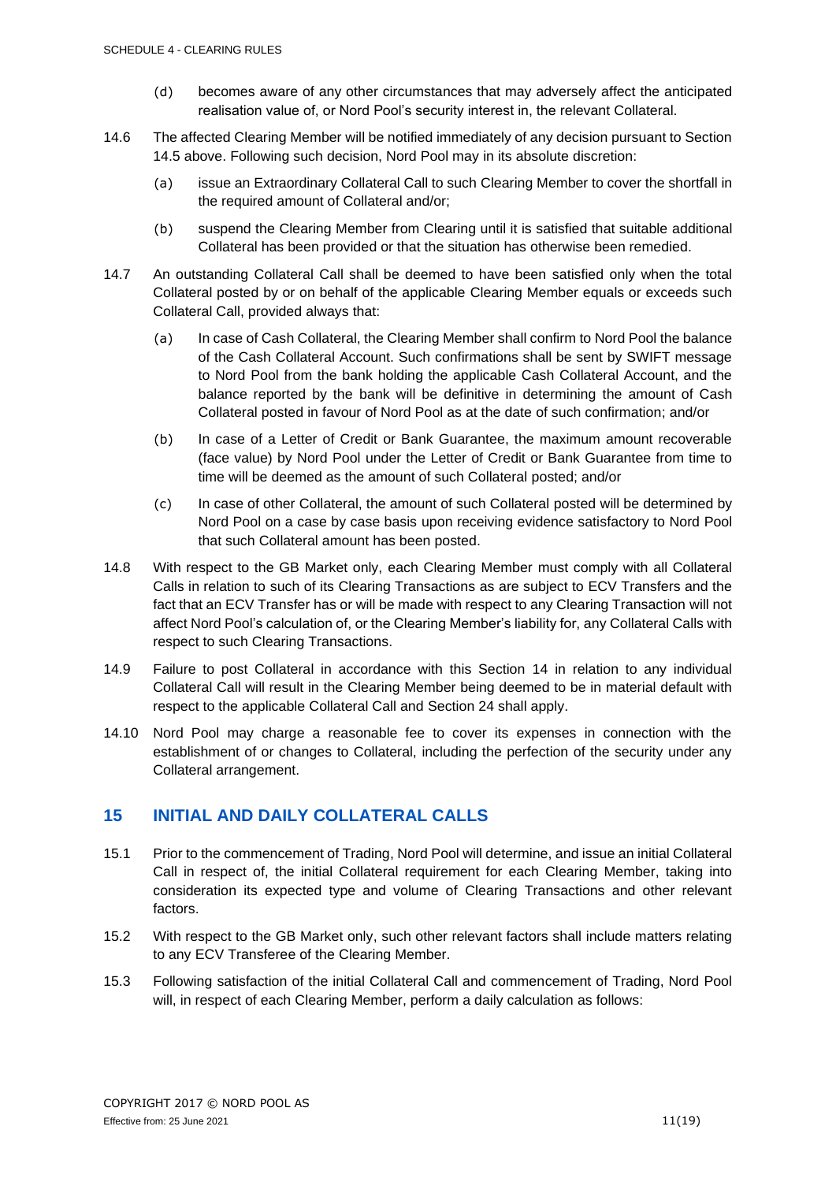(d) becomes aware of any other circumstances that may adversely affect the anticipated realisation value of, or Nord Pool's security interest in, the relevant Collateral.

14.6 The affected Clearing Member will be notified immediately of any decision pursuant to Section 14.5 above. Following such decision, Nord Pool may in its absolute discretion:

(a) issue an Extraordinary Collateral Call to such Clearing Member to cover the shortfall in the required amount of Collateral and/or;

(b) suspend the Clearing Member from Clearing until it is satisfied that suitable additional Collateral has been provided or that the situation has otherwise been remedied.

14.7 An outstanding Collateral Call shall be deemed to have been satisfied only when the total Collateral posted by or on behalf of the applicable Clearing Member equals or exceeds such Collateral Call, provided always that:

(a) In case of Cash Collateral, the Clearing Member shall confirm to Nord Pool the balance of the Cash Collateral Account. Such confirmations shall be sent by SWIFT message to Nord Pool from the bank holding the applicable Cash Collateral Account, and the balance reported by the bank will be definitive in determining the amount of Cash Collateral posted in favour of Nord Pool as at the date of such confirmation; and/or

(b) In case of a Letter of Credit or Bank Guarantee, the maximum amount recoverable (face value) by Nord Pool under the Letter of Credit or Bank Guarantee from time to time will be deemed as the amount of such Collateral posted; and/or

(c) In case of other Collateral, the amount of such Collateral posted will be determined by Nord Pool on a case by case basis upon receiving evidence satisfactory to Nord Pool that such Collateral amount has been posted.

14.8 With respect to the GB Market only, each Clearing Member must comply with all Collateral Calls in relation to such of its Clearing Transactions as are subject to ECV Transfers and the fact that an ECV Transfer has or will be made with respect to any Clearing Transaction will not affect Nord Pool's calculation of, or the Clearing Member's liability for, any Collateral Calls with respect to such Clearing Transactions.

14.9 Failure to post Collateral in accordance with this Section 14 in relation to any individual Collateral Call will result in the Clearing Member being deemed to be in material default with respect to the applicable Collateral Call and Section 24 shall apply.

14.10 Nord Pool may charge a reasonable fee to cover its expenses in connection with the establishment of or changes to Collateral, including the perfection of the security under any Collateral arrangement.

## 15 INITIAL AND DAILY COLLATERAL CALLS

15.1 Prior to the commencement of Trading, Nord Pool will determine, and issue an initial Collateral Call in respect of, the initial Collateral requirement for each Clearing Member, taking into consideration its expected type and volume of Clearing Transactions and other relevant factors.

15.2 With respect to the GB Market only, such other relevant factors shall include matters relating to any ECV Transferee of the Clearing Member.

15.3 Following satisfaction of the initial Collateral Call and commencement of Trading, Nord Pool will, in respect of each Clearing Member, perform a daily calculation as follows: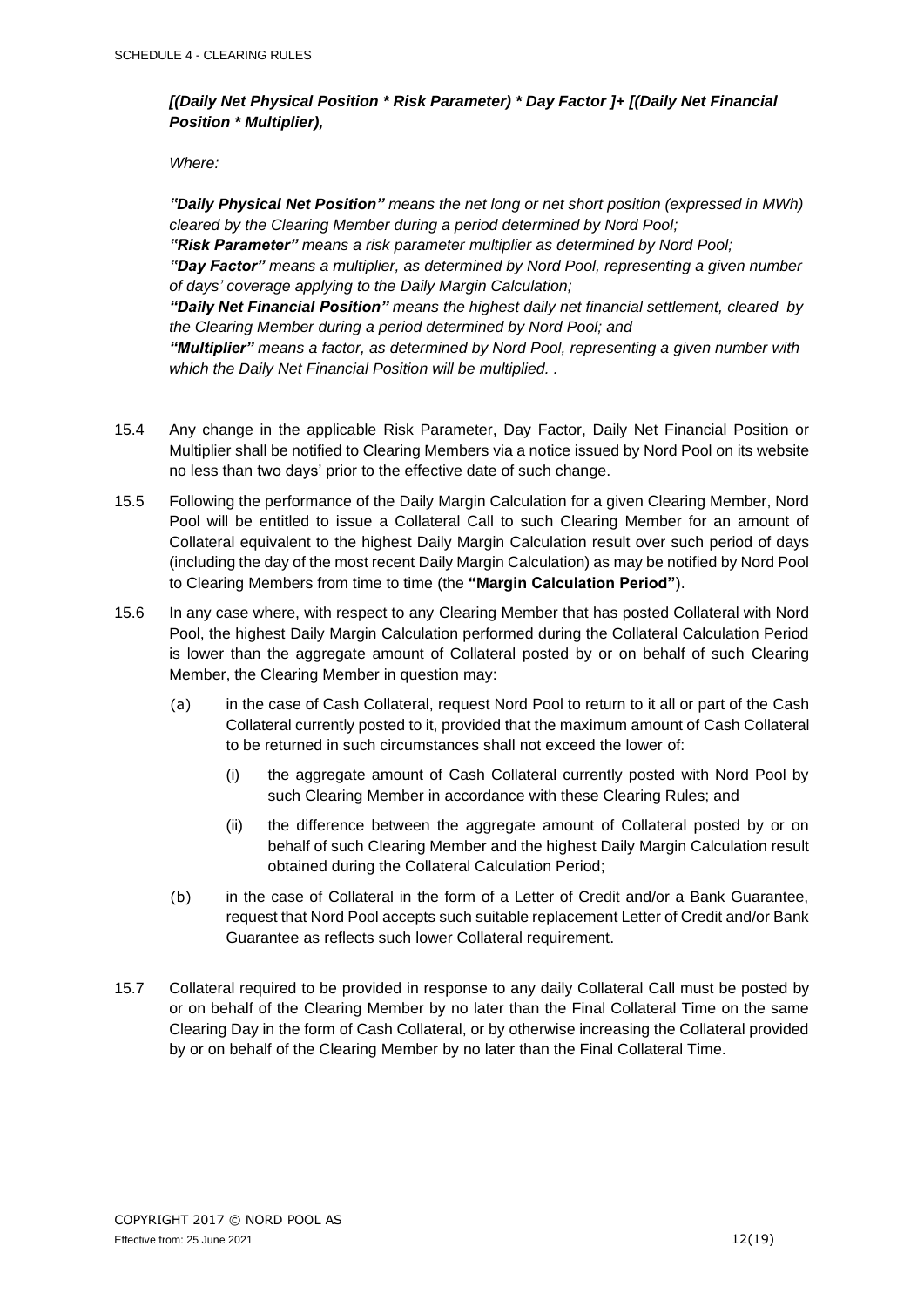***[(Daily Net Physical Position * Risk Parameter) * Day Factor ]+ [(Daily Net Financial Position * Multiplier),***

*Where:*

***"Daily Physical Net Position"*** *means the net long or net short position (expressed in MWh) cleared by the Clearing Member during a period determined by Nord Pool;*
***"Risk Parameter"*** *means a risk parameter multiplier as determined by Nord Pool;*
***"Day Factor"*** *means a multiplier, as determined by Nord Pool, representing a given number of days' coverage applying to the Daily Margin Calculation;*
***"Daily Net Financial Position"*** *means the highest daily net financial settlement, cleared by the Clearing Member during a period determined by Nord Pool; and*
***"Multiplier"*** *means a factor, as determined by Nord Pool, representing a given number with which the Daily Net Financial Position will be multiplied. .*

15.4 Any change in the applicable Risk Parameter, Day Factor, Daily Net Financial Position or Multiplier shall be notified to Clearing Members via a notice issued by Nord Pool on its website no less than two days' prior to the effective date of such change.

15.5 Following the performance of the Daily Margin Calculation for a given Clearing Member, Nord Pool will be entitled to issue a Collateral Call to such Clearing Member for an amount of Collateral equivalent to the highest Daily Margin Calculation result over such period of days (including the day of the most recent Daily Margin Calculation) as may be notified by Nord Pool to Clearing Members from time to time (the **"Margin Calculation Period"**).

15.6 In any case where, with respect to any Clearing Member that has posted Collateral with Nord Pool, the highest Daily Margin Calculation performed during the Collateral Calculation Period is lower than the aggregate amount of Collateral posted by or on behalf of such Clearing Member, the Clearing Member in question may:

(a) in the case of Cash Collateral, request Nord Pool to return to it all or part of the Cash Collateral currently posted to it, provided that the maximum amount of Cash Collateral to be returned in such circumstances shall not exceed the lower of:

(i) the aggregate amount of Cash Collateral currently posted with Nord Pool by such Clearing Member in accordance with these Clearing Rules; and

(ii) the difference between the aggregate amount of Collateral posted by or on behalf of such Clearing Member and the highest Daily Margin Calculation result obtained during the Collateral Calculation Period;

(b) in the case of Collateral in the form of a Letter of Credit and/or a Bank Guarantee, request that Nord Pool accepts such suitable replacement Letter of Credit and/or Bank Guarantee as reflects such lower Collateral requirement.

15.7 Collateral required to be provided in response to any daily Collateral Call must be posted by or on behalf of the Clearing Member by no later than the Final Collateral Time on the same Clearing Day in the form of Cash Collateral, or by otherwise increasing the Collateral provided by or on behalf of the Clearing Member by no later than the Final Collateral Time.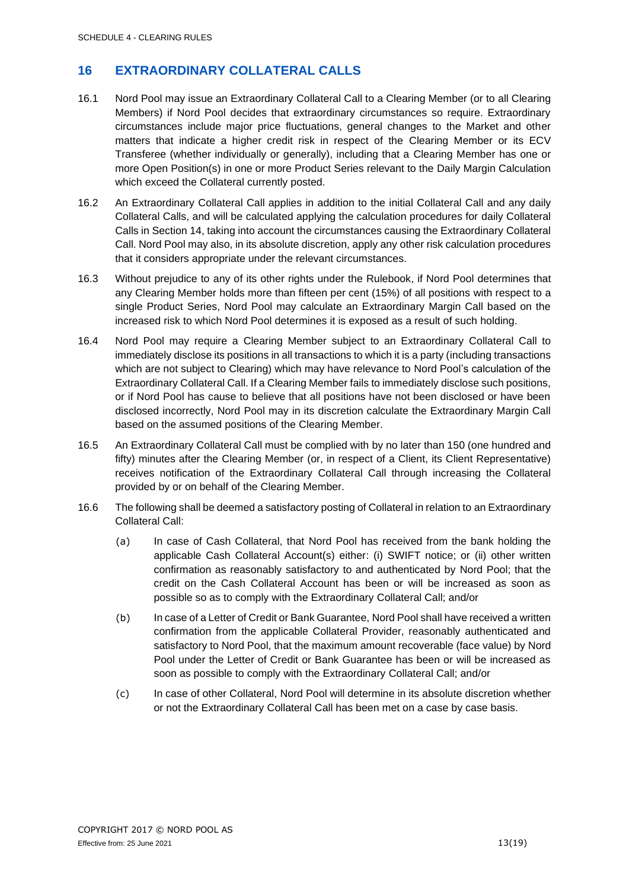## 16 EXTRAORDINARY COLLATERAL CALLS

16.1 Nord Pool may issue an Extraordinary Collateral Call to a Clearing Member (or to all Clearing Members) if Nord Pool decides that extraordinary circumstances so require. Extraordinary circumstances include major price fluctuations, general changes to the Market and other matters that indicate a higher credit risk in respect of the Clearing Member or its ECV Transferee (whether individually or generally), including that a Clearing Member has one or more Open Position(s) in one or more Product Series relevant to the Daily Margin Calculation which exceed the Collateral currently posted.

16.2 An Extraordinary Collateral Call applies in addition to the initial Collateral Call and any daily Collateral Calls, and will be calculated applying the calculation procedures for daily Collateral Calls in Section 14, taking into account the circumstances causing the Extraordinary Collateral Call. Nord Pool may also, in its absolute discretion, apply any other risk calculation procedures that it considers appropriate under the relevant circumstances.

16.3 Without prejudice to any of its other rights under the Rulebook, if Nord Pool determines that any Clearing Member holds more than fifteen per cent (15%) of all positions with respect to a single Product Series, Nord Pool may calculate an Extraordinary Margin Call based on the increased risk to which Nord Pool determines it is exposed as a result of such holding.

16.4 Nord Pool may require a Clearing Member subject to an Extraordinary Collateral Call to immediately disclose its positions in all transactions to which it is a party (including transactions which are not subject to Clearing) which may have relevance to Nord Pool's calculation of the Extraordinary Collateral Call. If a Clearing Member fails to immediately disclose such positions, or if Nord Pool has cause to believe that all positions have not been disclosed or have been disclosed incorrectly, Nord Pool may in its discretion calculate the Extraordinary Margin Call based on the assumed positions of the Clearing Member.

16.5 An Extraordinary Collateral Call must be complied with by no later than 150 (one hundred and fifty) minutes after the Clearing Member (or, in respect of a Client, its Client Representative) receives notification of the Extraordinary Collateral Call through increasing the Collateral provided by or on behalf of the Clearing Member.

16.6 The following shall be deemed a satisfactory posting of Collateral in relation to an Extraordinary Collateral Call:

(a) In case of Cash Collateral, that Nord Pool has received from the bank holding the applicable Cash Collateral Account(s) either: (i) SWIFT notice; or (ii) other written confirmation as reasonably satisfactory to and authenticated by Nord Pool; that the credit on the Cash Collateral Account has been or will be increased as soon as possible so as to comply with the Extraordinary Collateral Call; and/or

(b) In case of a Letter of Credit or Bank Guarantee, Nord Pool shall have received a written confirmation from the applicable Collateral Provider, reasonably authenticated and satisfactory to Nord Pool, that the maximum amount recoverable (face value) by Nord Pool under the Letter of Credit or Bank Guarantee has been or will be increased as soon as possible to comply with the Extraordinary Collateral Call; and/or

(c) In case of other Collateral, Nord Pool will determine in its absolute discretion whether or not the Extraordinary Collateral Call has been met on a case by case basis.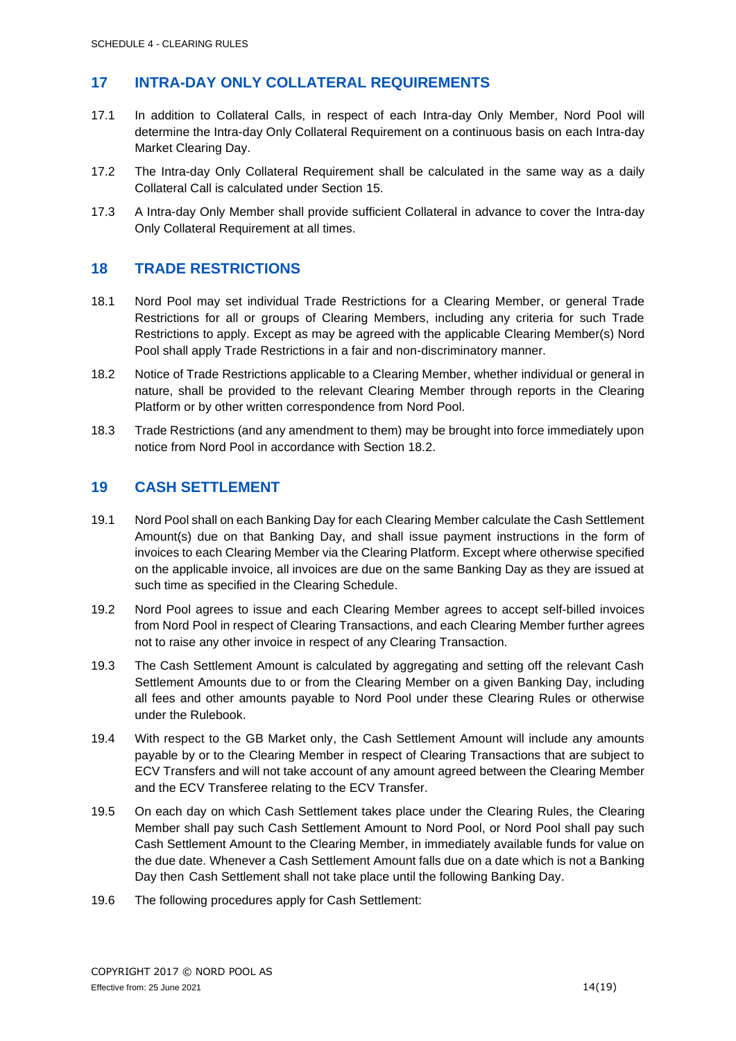## 17 INTRA-DAY ONLY COLLATERAL REQUIREMENTS

17.1 In addition to Collateral Calls, in respect of each Intra-day Only Member, Nord Pool will determine the Intra-day Only Collateral Requirement on a continuous basis on each Intra-day Market Clearing Day.

17.2 The Intra-day Only Collateral Requirement shall be calculated in the same way as a daily Collateral Call is calculated under Section 15.

17.3 A Intra-day Only Member shall provide sufficient Collateral in advance to cover the Intra-day Only Collateral Requirement at all times.

## 18 TRADE RESTRICTIONS

18.1 Nord Pool may set individual Trade Restrictions for a Clearing Member, or general Trade Restrictions for all or groups of Clearing Members, including any criteria for such Trade Restrictions to apply. Except as may be agreed with the applicable Clearing Member(s) Nord Pool shall apply Trade Restrictions in a fair and non-discriminatory manner.

18.2 Notice of Trade Restrictions applicable to a Clearing Member, whether individual or general in nature, shall be provided to the relevant Clearing Member through reports in the Clearing Platform or by other written correspondence from Nord Pool.

18.3 Trade Restrictions (and any amendment to them) may be brought into force immediately upon notice from Nord Pool in accordance with Section 18.2.

## 19 CASH SETTLEMENT

19.1 Nord Pool shall on each Banking Day for each Clearing Member calculate the Cash Settlement Amount(s) due on that Banking Day, and shall issue payment instructions in the form of invoices to each Clearing Member via the Clearing Platform. Except where otherwise specified on the applicable invoice, all invoices are due on the same Banking Day as they are issued at such time as specified in the Clearing Schedule.

19.2 Nord Pool agrees to issue and each Clearing Member agrees to accept self-billed invoices from Nord Pool in respect of Clearing Transactions, and each Clearing Member further agrees not to raise any other invoice in respect of any Clearing Transaction.

19.3 The Cash Settlement Amount is calculated by aggregating and setting off the relevant Cash Settlement Amounts due to or from the Clearing Member on a given Banking Day, including all fees and other amounts payable to Nord Pool under these Clearing Rules or otherwise under the Rulebook.

19.4 With respect to the GB Market only, the Cash Settlement Amount will include any amounts payable by or to the Clearing Member in respect of Clearing Transactions that are subject to ECV Transfers and will not take account of any amount agreed between the Clearing Member and the ECV Transferee relating to the ECV Transfer.

19.5 On each day on which Cash Settlement takes place under the Clearing Rules, the Clearing Member shall pay such Cash Settlement Amount to Nord Pool, or Nord Pool shall pay such Cash Settlement Amount to the Clearing Member, in immediately available funds for value on the due date. Whenever a Cash Settlement Amount falls due on a date which is not a Banking Day then Cash Settlement shall not take place until the following Banking Day.

19.6 The following procedures apply for Cash Settlement: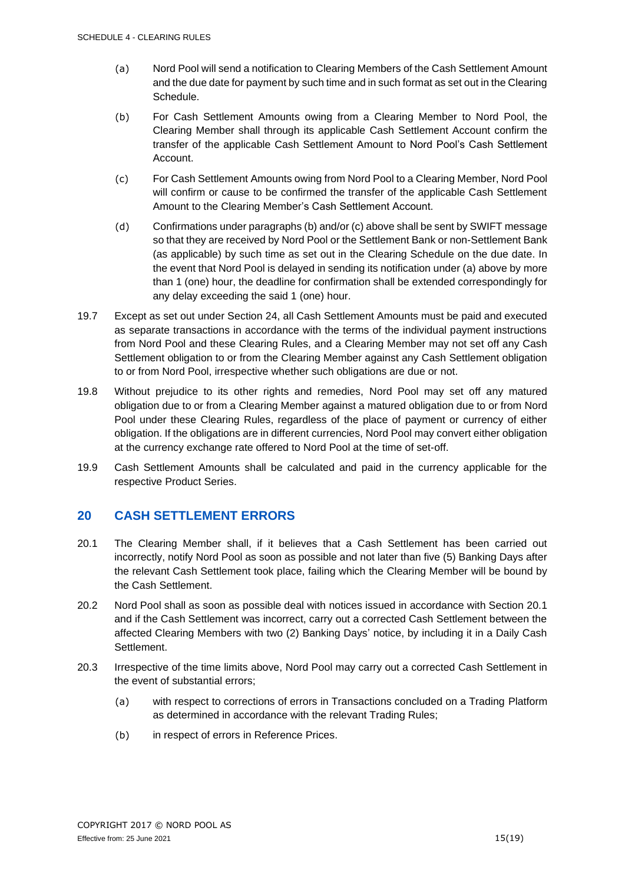(a) Nord Pool will send a notification to Clearing Members of the Cash Settlement Amount and the due date for payment by such time and in such format as set out in the Clearing Schedule.

(b) For Cash Settlement Amounts owing from a Clearing Member to Nord Pool, the Clearing Member shall through its applicable Cash Settlement Account confirm the transfer of the applicable Cash Settlement Amount to Nord Pool's Cash Settlement Account.

(c) For Cash Settlement Amounts owing from Nord Pool to a Clearing Member, Nord Pool will confirm or cause to be confirmed the transfer of the applicable Cash Settlement Amount to the Clearing Member's Cash Settlement Account.

(d) Confirmations under paragraphs (b) and/or (c) above shall be sent by SWIFT message so that they are received by Nord Pool or the Settlement Bank or non-Settlement Bank (as applicable) by such time as set out in the Clearing Schedule on the due date. In the event that Nord Pool is delayed in sending its notification under (a) above by more than 1 (one) hour, the deadline for confirmation shall be extended correspondingly for any delay exceeding the said 1 (one) hour.

19.7 Except as set out under Section 24, all Cash Settlement Amounts must be paid and executed as separate transactions in accordance with the terms of the individual payment instructions from Nord Pool and these Clearing Rules, and a Clearing Member may not set off any Cash Settlement obligation to or from the Clearing Member against any Cash Settlement obligation to or from Nord Pool, irrespective whether such obligations are due or not.

19.8 Without prejudice to its other rights and remedies, Nord Pool may set off any matured obligation due to or from a Clearing Member against a matured obligation due to or from Nord Pool under these Clearing Rules, regardless of the place of payment or currency of either obligation. If the obligations are in different currencies, Nord Pool may convert either obligation at the currency exchange rate offered to Nord Pool at the time of set-off.

19.9 Cash Settlement Amounts shall be calculated and paid in the currency applicable for the respective Product Series.

## 20 CASH SETTLEMENT ERRORS

20.1 The Clearing Member shall, if it believes that a Cash Settlement has been carried out incorrectly, notify Nord Pool as soon as possible and not later than five (5) Banking Days after the relevant Cash Settlement took place, failing which the Clearing Member will be bound by the Cash Settlement.

20.2 Nord Pool shall as soon as possible deal with notices issued in accordance with Section 20.1 and if the Cash Settlement was incorrect, carry out a corrected Cash Settlement between the affected Clearing Members with two (2) Banking Days' notice, by including it in a Daily Cash Settlement.

20.3 Irrespective of the time limits above, Nord Pool may carry out a corrected Cash Settlement in the event of substantial errors;

(a) with respect to corrections of errors in Transactions concluded on a Trading Platform as determined in accordance with the relevant Trading Rules;

(b) in respect of errors in Reference Prices.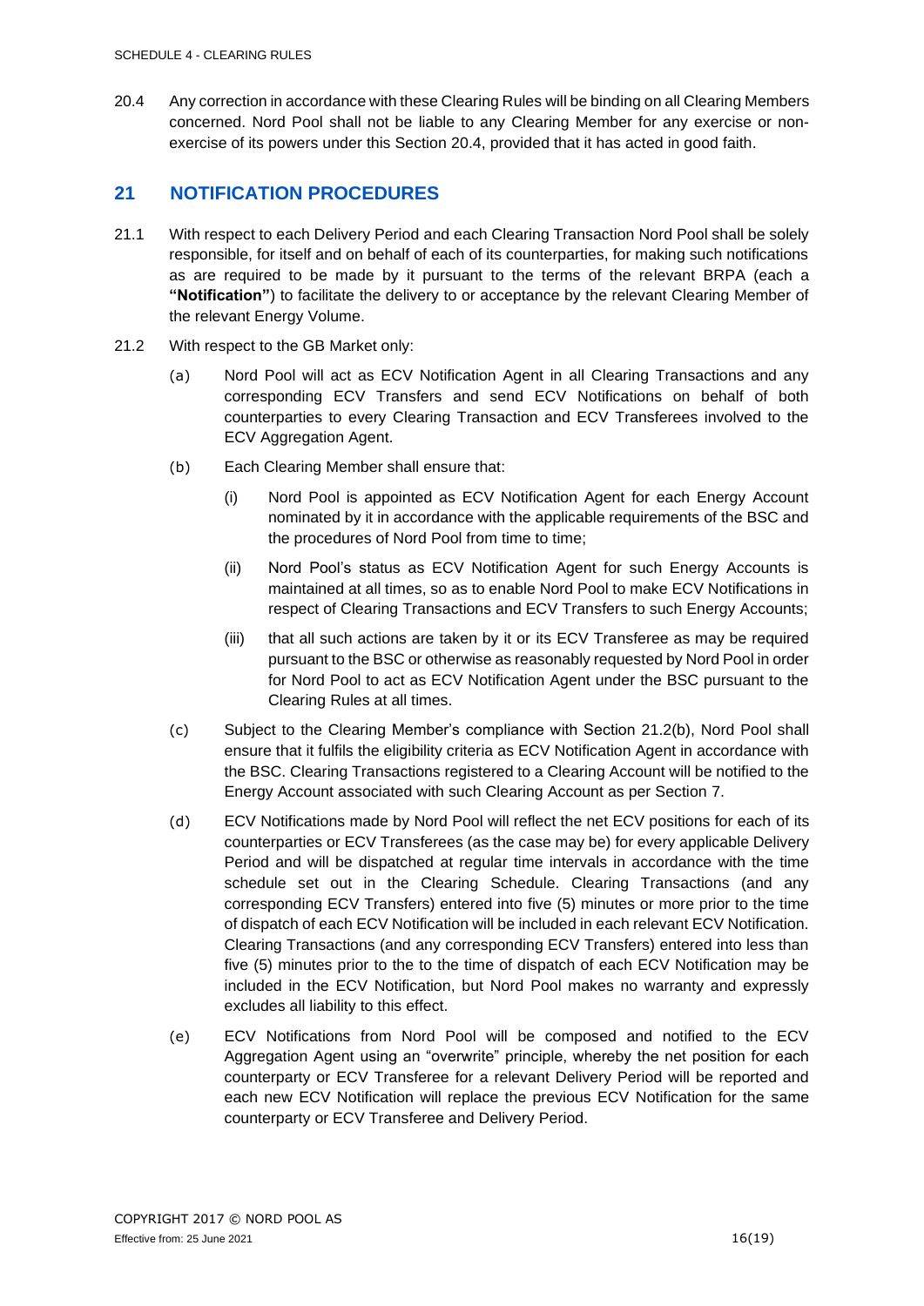20.4 Any correction in accordance with these Clearing Rules will be binding on all Clearing Members concerned. Nord Pool shall not be liable to any Clearing Member for any exercise or non-exercise of its powers under this Section 20.4, provided that it has acted in good faith.

## 21 NOTIFICATION PROCEDURES

21.1 With respect to each Delivery Period and each Clearing Transaction Nord Pool shall be solely responsible, for itself and on behalf of each of its counterparties, for making such notifications as are required to be made by it pursuant to the terms of the relevant BRPA (each a **"Notification"**) to facilitate the delivery to or acceptance by the relevant Clearing Member of the relevant Energy Volume.

21.2 With respect to the GB Market only:

(a) Nord Pool will act as ECV Notification Agent in all Clearing Transactions and any corresponding ECV Transfers and send ECV Notifications on behalf of both counterparties to every Clearing Transaction and ECV Transferees involved to the ECV Aggregation Agent.

(b) Each Clearing Member shall ensure that:

(i) Nord Pool is appointed as ECV Notification Agent for each Energy Account nominated by it in accordance with the applicable requirements of the BSC and the procedures of Nord Pool from time to time;

(ii) Nord Pool's status as ECV Notification Agent for such Energy Accounts is maintained at all times, so as to enable Nord Pool to make ECV Notifications in respect of Clearing Transactions and ECV Transfers to such Energy Accounts;

(iii) that all such actions are taken by it or its ECV Transferee as may be required pursuant to the BSC or otherwise as reasonably requested by Nord Pool in order for Nord Pool to act as ECV Notification Agent under the BSC pursuant to the Clearing Rules at all times.

(c) Subject to the Clearing Member's compliance with Section 21.2(b), Nord Pool shall ensure that it fulfils the eligibility criteria as ECV Notification Agent in accordance with the BSC. Clearing Transactions registered to a Clearing Account will be notified to the Energy Account associated with such Clearing Account as per Section 7.

(d) ECV Notifications made by Nord Pool will reflect the net ECV positions for each of its counterparties or ECV Transferees (as the case may be) for every applicable Delivery Period and will be dispatched at regular time intervals in accordance with the time schedule set out in the Clearing Schedule. Clearing Transactions (and any corresponding ECV Transfers) entered into five (5) minutes or more prior to the time of dispatch of each ECV Notification will be included in each relevant ECV Notification. Clearing Transactions (and any corresponding ECV Transfers) entered into less than five (5) minutes prior to the to the time of dispatch of each ECV Notification may be included in the ECV Notification, but Nord Pool makes no warranty and expressly excludes all liability to this effect.

(e) ECV Notifications from Nord Pool will be composed and notified to the ECV Aggregation Agent using an "overwrite" principle, whereby the net position for each counterparty or ECV Transferee for a relevant Delivery Period will be reported and each new ECV Notification will replace the previous ECV Notification for the same counterparty or ECV Transferee and Delivery Period.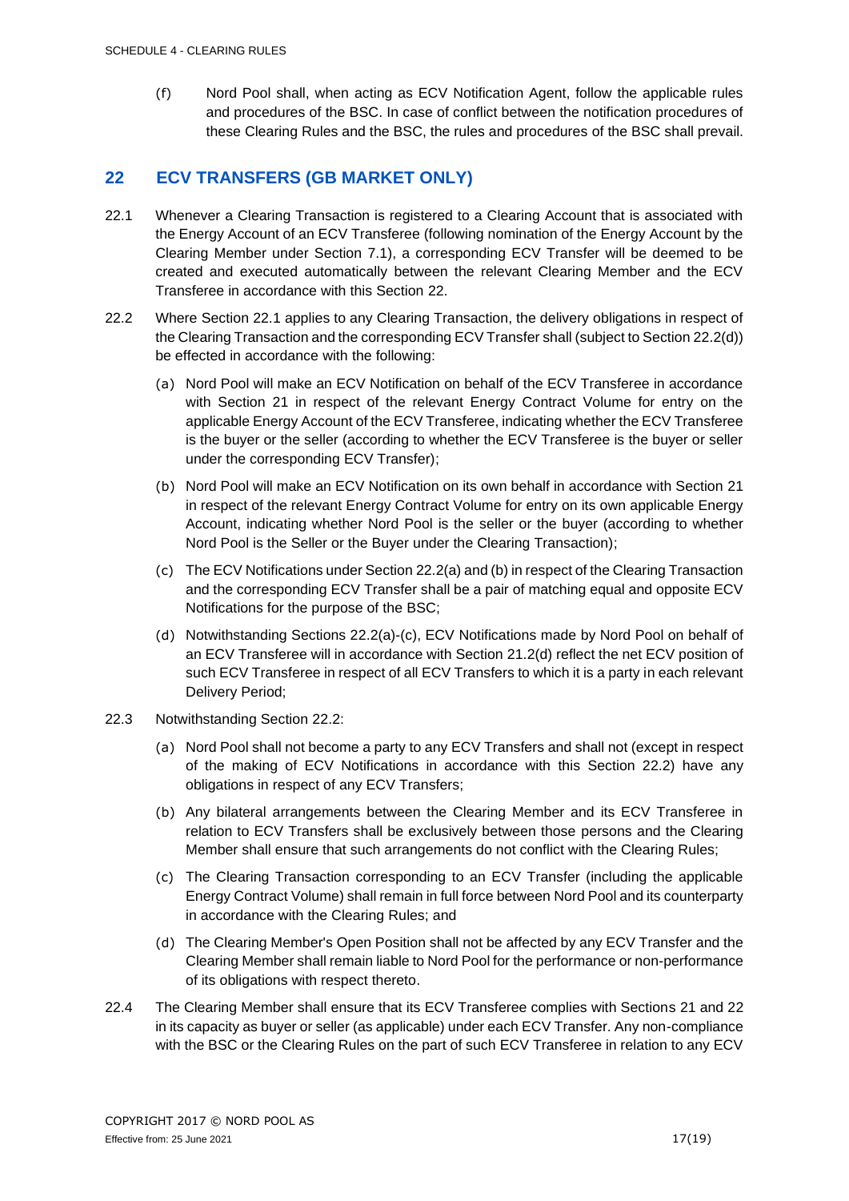(f) Nord Pool shall, when acting as ECV Notification Agent, follow the applicable rules and procedures of the BSC. In case of conflict between the notification procedures of these Clearing Rules and the BSC, the rules and procedures of the BSC shall prevail.

## 22 ECV TRANSFERS (GB MARKET ONLY)

22.1 Whenever a Clearing Transaction is registered to a Clearing Account that is associated with the Energy Account of an ECV Transferee (following nomination of the Energy Account by the Clearing Member under Section 7.1), a corresponding ECV Transfer will be deemed to be created and executed automatically between the relevant Clearing Member and the ECV Transferee in accordance with this Section 22.

22.2 Where Section 22.1 applies to any Clearing Transaction, the delivery obligations in respect of the Clearing Transaction and the corresponding ECV Transfer shall (subject to Section 22.2(d)) be effected in accordance with the following:

(a) Nord Pool will make an ECV Notification on behalf of the ECV Transferee in accordance with Section 21 in respect of the relevant Energy Contract Volume for entry on the applicable Energy Account of the ECV Transferee, indicating whether the ECV Transferee is the buyer or the seller (according to whether the ECV Transferee is the buyer or seller under the corresponding ECV Transfer);

(b) Nord Pool will make an ECV Notification on its own behalf in accordance with Section 21 in respect of the relevant Energy Contract Volume for entry on its own applicable Energy Account, indicating whether Nord Pool is the seller or the buyer (according to whether Nord Pool is the Seller or the Buyer under the Clearing Transaction);

(c) The ECV Notifications under Section 22.2(a) and (b) in respect of the Clearing Transaction and the corresponding ECV Transfer shall be a pair of matching equal and opposite ECV Notifications for the purpose of the BSC;

(d) Notwithstanding Sections 22.2(a)-(c), ECV Notifications made by Nord Pool on behalf of an ECV Transferee will in accordance with Section 21.2(d) reflect the net ECV position of such ECV Transferee in respect of all ECV Transfers to which it is a party in each relevant Delivery Period;

22.3 Notwithstanding Section 22.2:

(a) Nord Pool shall not become a party to any ECV Transfers and shall not (except in respect of the making of ECV Notifications in accordance with this Section 22.2) have any obligations in respect of any ECV Transfers;

(b) Any bilateral arrangements between the Clearing Member and its ECV Transferee in relation to ECV Transfers shall be exclusively between those persons and the Clearing Member shall ensure that such arrangements do not conflict with the Clearing Rules;

(c) The Clearing Transaction corresponding to an ECV Transfer (including the applicable Energy Contract Volume) shall remain in full force between Nord Pool and its counterparty in accordance with the Clearing Rules; and

(d) The Clearing Member's Open Position shall not be affected by any ECV Transfer and the Clearing Member shall remain liable to Nord Pool for the performance or non-performance of its obligations with respect thereto.

22.4 The Clearing Member shall ensure that its ECV Transferee complies with Sections 21 and 22 in its capacity as buyer or seller (as applicable) under each ECV Transfer. Any non-compliance with the BSC or the Clearing Rules on the part of such ECV Transferee in relation to any ECV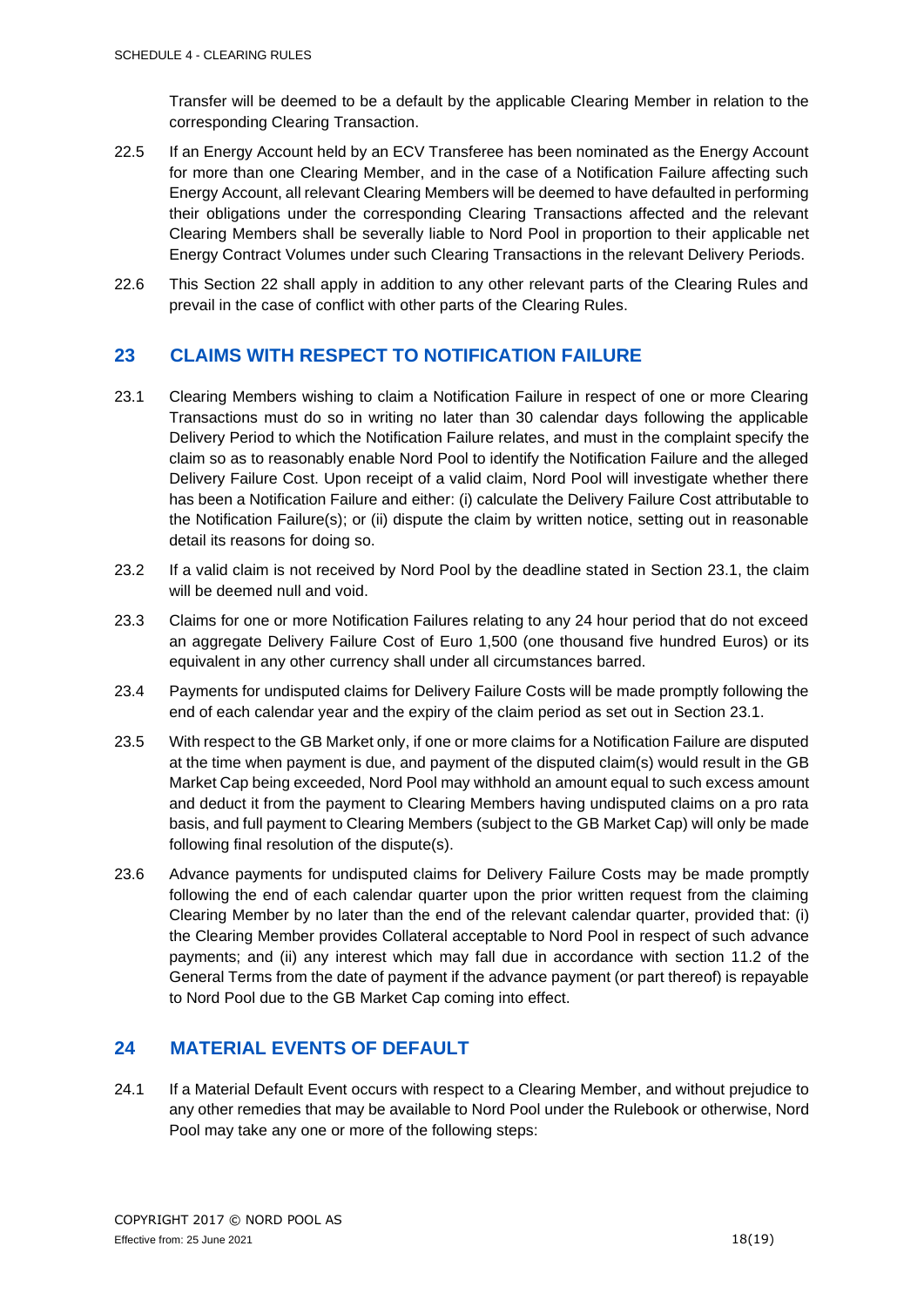Transfer will be deemed to be a default by the applicable Clearing Member in relation to the corresponding Clearing Transaction.

22.5 If an Energy Account held by an ECV Transferee has been nominated as the Energy Account for more than one Clearing Member, and in the case of a Notification Failure affecting such Energy Account, all relevant Clearing Members will be deemed to have defaulted in performing their obligations under the corresponding Clearing Transactions affected and the relevant Clearing Members shall be severally liable to Nord Pool in proportion to their applicable net Energy Contract Volumes under such Clearing Transactions in the relevant Delivery Periods.

22.6 This Section 22 shall apply in addition to any other relevant parts of the Clearing Rules and prevail in the case of conflict with other parts of the Clearing Rules.

## 23 CLAIMS WITH RESPECT TO NOTIFICATION FAILURE

23.1 Clearing Members wishing to claim a Notification Failure in respect of one or more Clearing Transactions must do so in writing no later than 30 calendar days following the applicable Delivery Period to which the Notification Failure relates, and must in the complaint specify the claim so as to reasonably enable Nord Pool to identify the Notification Failure and the alleged Delivery Failure Cost. Upon receipt of a valid claim, Nord Pool will investigate whether there has been a Notification Failure and either: (i) calculate the Delivery Failure Cost attributable to the Notification Failure(s); or (ii) dispute the claim by written notice, setting out in reasonable detail its reasons for doing so.

23.2 If a valid claim is not received by Nord Pool by the deadline stated in Section 23.1, the claim will be deemed null and void.

23.3 Claims for one or more Notification Failures relating to any 24 hour period that do not exceed an aggregate Delivery Failure Cost of Euro 1,500 (one thousand five hundred Euros) or its equivalent in any other currency shall under all circumstances barred.

23.4 Payments for undisputed claims for Delivery Failure Costs will be made promptly following the end of each calendar year and the expiry of the claim period as set out in Section 23.1.

23.5 With respect to the GB Market only, if one or more claims for a Notification Failure are disputed at the time when payment is due, and payment of the disputed claim(s) would result in the GB Market Cap being exceeded, Nord Pool may withhold an amount equal to such excess amount and deduct it from the payment to Clearing Members having undisputed claims on a pro rata basis, and full payment to Clearing Members (subject to the GB Market Cap) will only be made following final resolution of the dispute(s).

23.6 Advance payments for undisputed claims for Delivery Failure Costs may be made promptly following the end of each calendar quarter upon the prior written request from the claiming Clearing Member by no later than the end of the relevant calendar quarter, provided that: (i) the Clearing Member provides Collateral acceptable to Nord Pool in respect of such advance payments; and (ii) any interest which may fall due in accordance with section 11.2 of the General Terms from the date of payment if the advance payment (or part thereof) is repayable to Nord Pool due to the GB Market Cap coming into effect.

## 24 MATERIAL EVENTS OF DEFAULT

24.1 If a Material Default Event occurs with respect to a Clearing Member, and without prejudice to any other remedies that may be available to Nord Pool under the Rulebook or otherwise, Nord Pool may take any one or more of the following steps: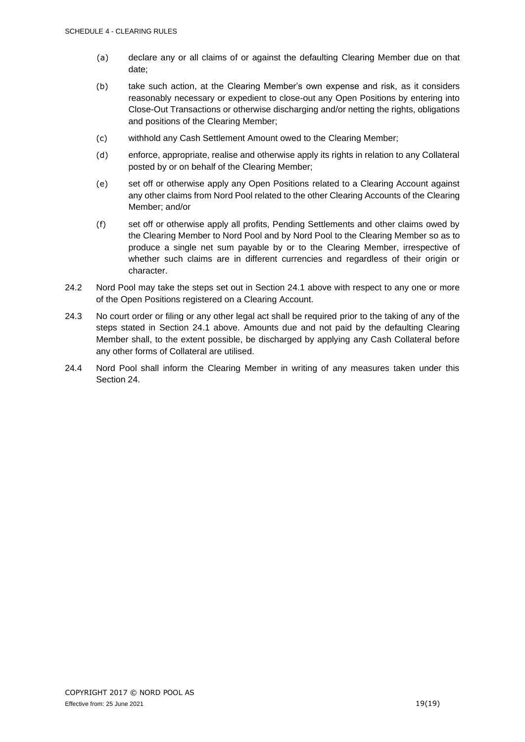(a) declare any or all claims of or against the defaulting Clearing Member due on that date;

(b) take such action, at the Clearing Member's own expense and risk, as it considers reasonably necessary or expedient to close-out any Open Positions by entering into Close-Out Transactions or otherwise discharging and/or netting the rights, obligations and positions of the Clearing Member;

(c) withhold any Cash Settlement Amount owed to the Clearing Member;

(d) enforce, appropriate, realise and otherwise apply its rights in relation to any Collateral posted by or on behalf of the Clearing Member;

(e) set off or otherwise apply any Open Positions related to a Clearing Account against any other claims from Nord Pool related to the other Clearing Accounts of the Clearing Member; and/or

(f) set off or otherwise apply all profits, Pending Settlements and other claims owed by the Clearing Member to Nord Pool and by Nord Pool to the Clearing Member so as to produce a single net sum payable by or to the Clearing Member, irrespective of whether such claims are in different currencies and regardless of their origin or character.

24.2 Nord Pool may take the steps set out in Section 24.1 above with respect to any one or more of the Open Positions registered on a Clearing Account.

24.3 No court order or filing or any other legal act shall be required prior to the taking of any of the steps stated in Section 24.1 above. Amounts due and not paid by the defaulting Clearing Member shall, to the extent possible, be discharged by applying any Cash Collateral before any other forms of Collateral are utilised.

24.4 Nord Pool shall inform the Clearing Member in writing of any measures taken under this Section 24.